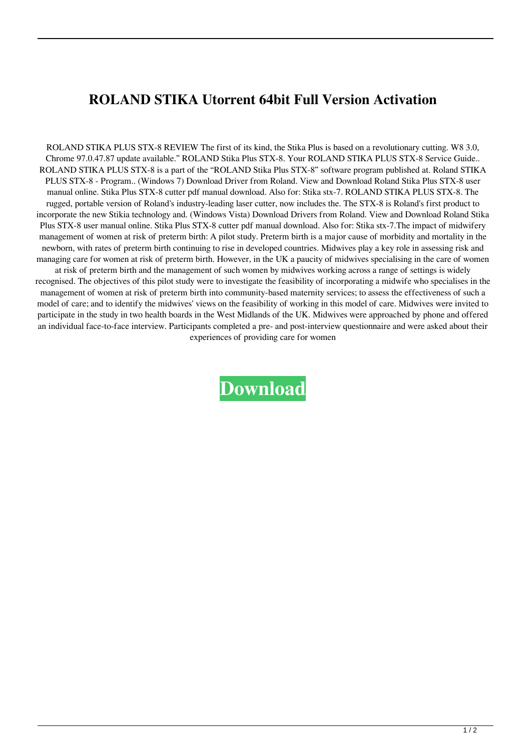# ROLAND STIKA Utorrent 64bit Full Version Activation

ROLAND STIKA PLUS STX-8 REVIEW The first of its kind, the Stika Plus is based on a revolutionary cutting. W8 3.0, Chrome 97.0.47.87 update available." ROLAND Stika Plus STX-8. Your ROLAND STIKA PLUS STX-8 Service Guide.. ROLAND STIKA PLUS STX-8 is a part of the "ROLAND Stika Plus STX-8" software program published at. Roland STIKA PLUS STX-8 - Program.. (Windows 7) Download Driver from Roland. View and Download Roland Stika Plus STX-8 user manual online. Stika Plus STX-8 cutter pdf manual download. Also for: Stika stx-7. ROLAND STIKA PLUS STX-8. The rugged, portable version of Roland's industry-leading laser cutter, now includes the. The STX-8 is Roland's first product to incorporate the new Stikia technology and. (Windows Vista) Download Drivers from Roland. View and Download Roland Stika Plus STX-8 user manual online. Stika Plus STX-8 cutter pdf manual download. Also for: Stika stx-7.The impact of midwifery management of women at risk of preterm birth: A pilot study. Preterm birth is a major cause of morbidity and mortality in the newborn, with rates of preterm birth continuing to rise in developed countries. Midwives play a key role in assessing risk and managing care for women at risk of preterm birth. However, in the UK a paucity of midwives specialising in the care of women at risk of preterm birth and the management of such women by midwives working across a range of settings is widely recognised. The objectives of this pilot study were to investigate the feasibility of incorporating a midwife who specialises in the management of women at risk of preterm birth into community-based maternity services; to assess the effectiveness of such a model of care; and to identify the midwives' views on the feasibility of working in this model of care. Midwives were invited to participate in the study in two health boards in the West Midlands of the UK. Midwives were approached by phone and offered an individual face-to-face interview. Participants completed a pre- and post-interview questionnaire and were asked about their experiences of providing care for women

**Download**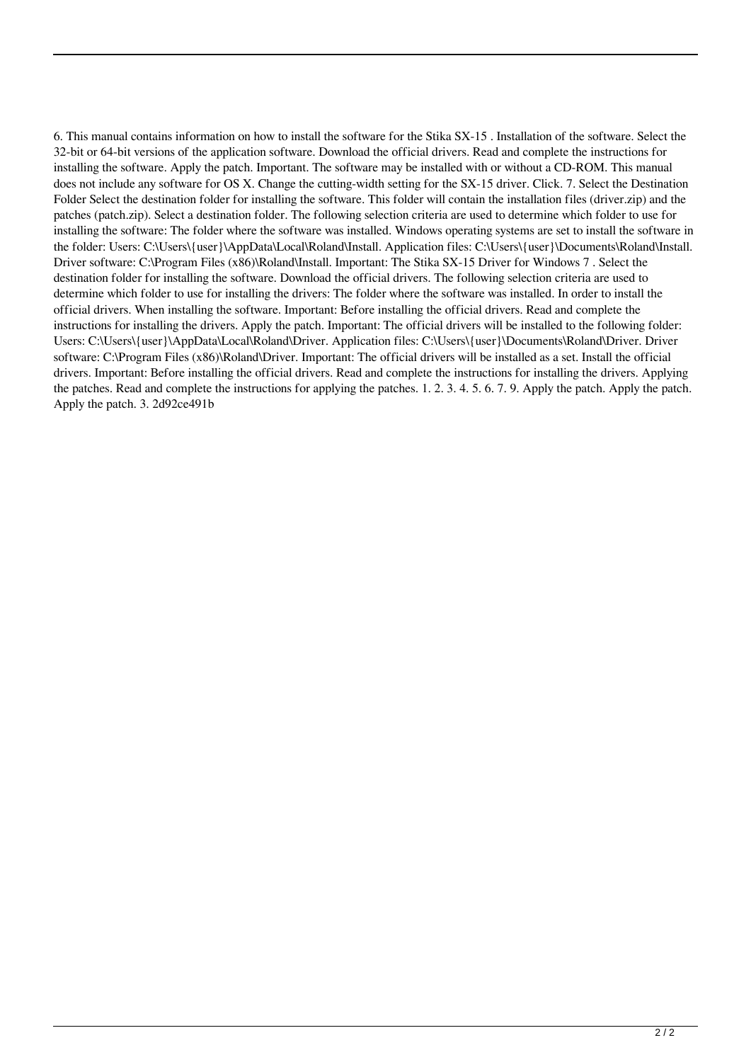6. This manual contains information on how to install the software for the Stika SX-15 . Installation of the software. Select the 32-bit or 64-bit versions of the application software. Download the official drivers. Read and complete the instructions for installing the software. Apply the patch. Important. The software may be installed with or without a CD-ROM. This manual does not include any software for OS X. Change the cutting-width setting for the SX-15 driver. Click. 7. Select the Destination Folder Select the destination folder for installing the software. This folder will contain the installation files (driver.zip) and the patches (patch.zip). Select a destination folder. The following selection criteria are used to determine which folder to use for installing the software: The folder where the software was installed. Windows operating systems are set to install the software in the folder: Users: C:\Users\{user}\AppData\Local\Roland\Install. Application files: C:\Users\{user}\Documents\Roland\Install. Driver software: C:\Program Files (x86)\Roland\Install. Important: The Stika SX-15 Driver for Windows 7 . Select the destination folder for installing the software. Download the official drivers. The following selection criteria are used to determine which folder to use for installing the drivers: The folder where the software was installed. In order to install the official drivers. When installing the software. Important: Before installing the official drivers. Read and complete the instructions for installing the drivers. Apply the patch. Important: The official drivers will be installed to the following folder: Users: C:\Users\{user}\AppData\Local\Roland\Driver. Application files: C:\Users\{user}\Documents\Roland\Driver. Driver software: C:\Program Files (x86)\Roland\Driver. Important: The official drivers will be installed as a set. Install the official drivers. Important: Before installing the official drivers. Read and complete the instructions for installing the drivers. Applying the patches. Read and complete the instructions for applying the patches. 1. 2. 3. 4. 5. 6. 7. 9. Apply the patch. Apply the patch. Apply the patch. 3. 2d92ce491b